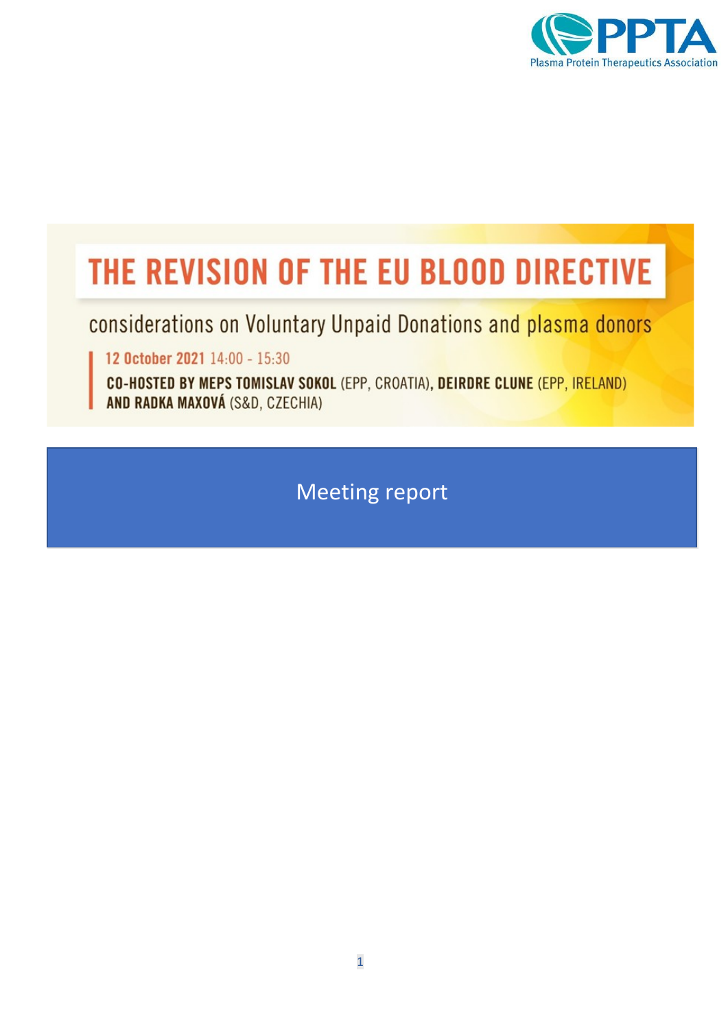PPTA
Plasma Protein Therapeutics Association

# THE REVISION OF THE EU BLOOD DIRECTIVE

considerations on Voluntary Unpaid Donations and plasma donors

**12 October 2021** 14:00 - 15:30

**CO-HOSTED BY MEPS TOMISLAV SOKOL** (EPP, CROATIA), **DEIRDRE CLUNE** (EPP, IRELAND) **AND RADKA MAXOVÁ** (S&D, CZECHIA)

## Meeting report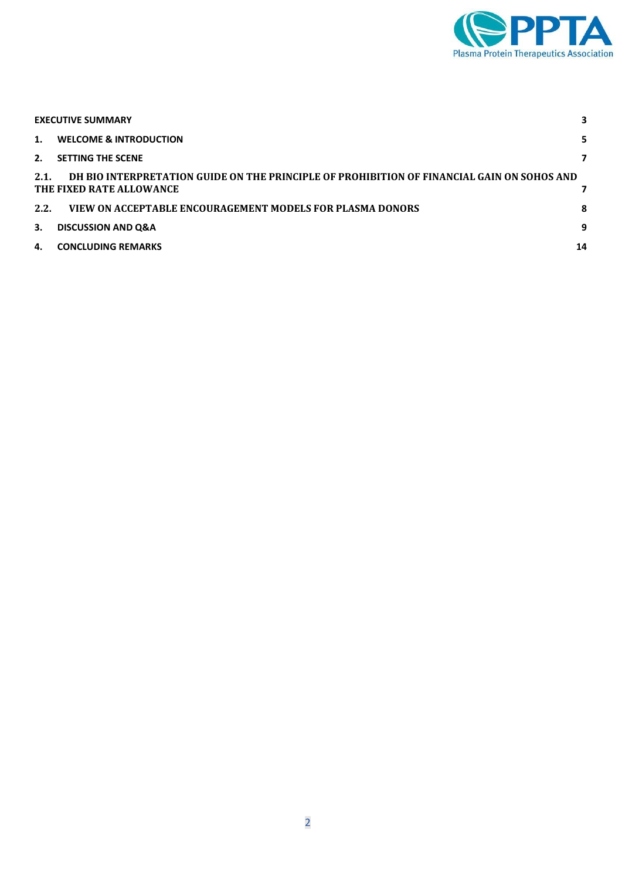| | |
|---|---|
| **EXECUTIVE SUMMARY** | **3** |
| **1. WELCOME & INTRODUCTION** | **5** |
| **2. SETTING THE SCENE** | **7** |
| **2.1. DH BIO INTERPRETATION GUIDE ON THE PRINCIPLE OF PROHIBITION OF FINANCIAL GAIN ON SOHOS AND THE FIXED RATE ALLOWANCE** | **7** |
| **2.2. VIEW ON ACCEPTABLE ENCOURAGEMENT MODELS FOR PLASMA DONORS** | **8** |
| **3. DISCUSSION AND Q&A** | **9** |
| **4. CONCLUDING REMARKS** | **14** |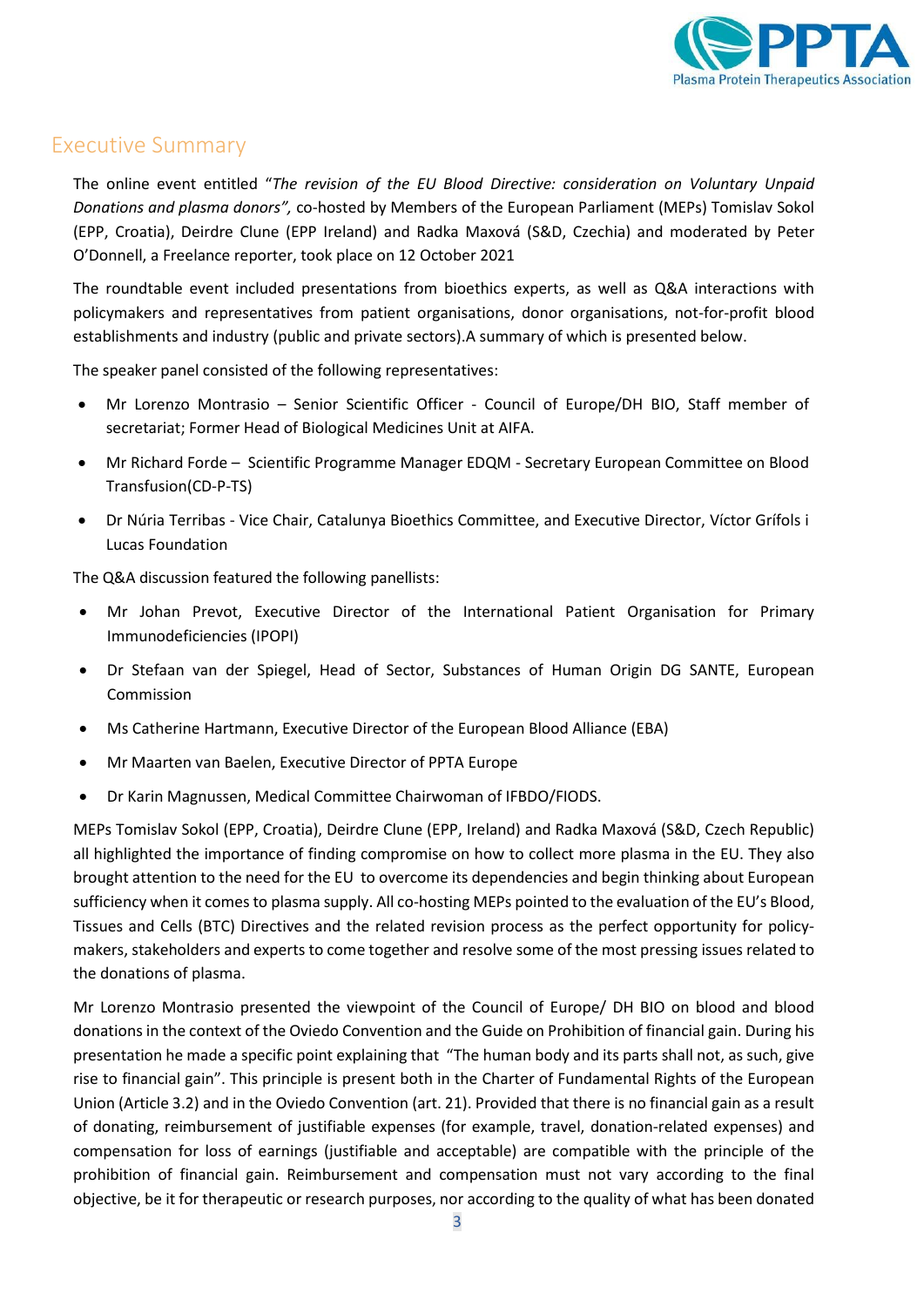## Executive Summary

The online event entitled "*The revision of the EU Blood Directive: consideration on Voluntary Unpaid Donations and plasma donors",* co-hosted by Members of the European Parliament (MEPs) Tomislav Sokol (EPP, Croatia), Deirdre Clune (EPP Ireland) and Radka Maxová (S&D, Czechia) and moderated by Peter O'Donnell, a Freelance reporter, took place on 12 October 2021

The roundtable event included presentations from bioethics experts, as well as Q&A interactions with policymakers and representatives from patient organisations, donor organisations, not-for-profit blood establishments and industry (public and private sectors).A summary of which is presented below.

The speaker panel consisted of the following representatives:

- Mr Lorenzo Montrasio – Senior Scientific Officer - Council of Europe/DH BIO, Staff member of secretariat; Former Head of Biological Medicines Unit at AIFA.
- Mr Richard Forde – Scientific Programme Manager EDQM - Secretary European Committee on Blood Transfusion(CD-P-TS)
- Dr Núria Terribas - Vice Chair, Catalunya Bioethics Committee, and Executive Director, Víctor Grífols i Lucas Foundation

The Q&A discussion featured the following panellists:

- Mr Johan Prevot, Executive Director of the International Patient Organisation for Primary Immunodeficiencies (IPOPI)
- Dr Stefaan van der Spiegel, Head of Sector, Substances of Human Origin DG SANTE, European Commission
- Ms Catherine Hartmann, Executive Director of the European Blood Alliance (EBA)
- Mr Maarten van Baelen, Executive Director of PPTA Europe
- Dr Karin Magnussen, Medical Committee Chairwoman of IFBDO/FIODS.

MEPs Tomislav Sokol (EPP, Croatia), Deirdre Clune (EPP, Ireland) and Radka Maxová (S&D, Czech Republic) all highlighted the importance of finding compromise on how to collect more plasma in the EU. They also brought attention to the need for the EU to overcome its dependencies and begin thinking about European sufficiency when it comes to plasma supply. All co-hosting MEPs pointed to the evaluation of the EU's Blood, Tissues and Cells (BTC) Directives and the related revision process as the perfect opportunity for policy-makers, stakeholders and experts to come together and resolve some of the most pressing issues related to the donations of plasma.

Mr Lorenzo Montrasio presented the viewpoint of the Council of Europe/ DH BIO on blood and blood donations in the context of the Oviedo Convention and the Guide on Prohibition of financial gain. During his presentation he made a specific point explaining that "The human body and its parts shall not, as such, give rise to financial gain". This principle is present both in the Charter of Fundamental Rights of the European Union (Article 3.2) and in the Oviedo Convention (art. 21). Provided that there is no financial gain as a result of donating, reimbursement of justifiable expenses (for example, travel, donation-related expenses) and compensation for loss of earnings (justifiable and acceptable) are compatible with the principle of the prohibition of financial gain. Reimbursement and compensation must not vary according to the final objective, be it for therapeutic or research purposes, nor according to the quality of what has been donated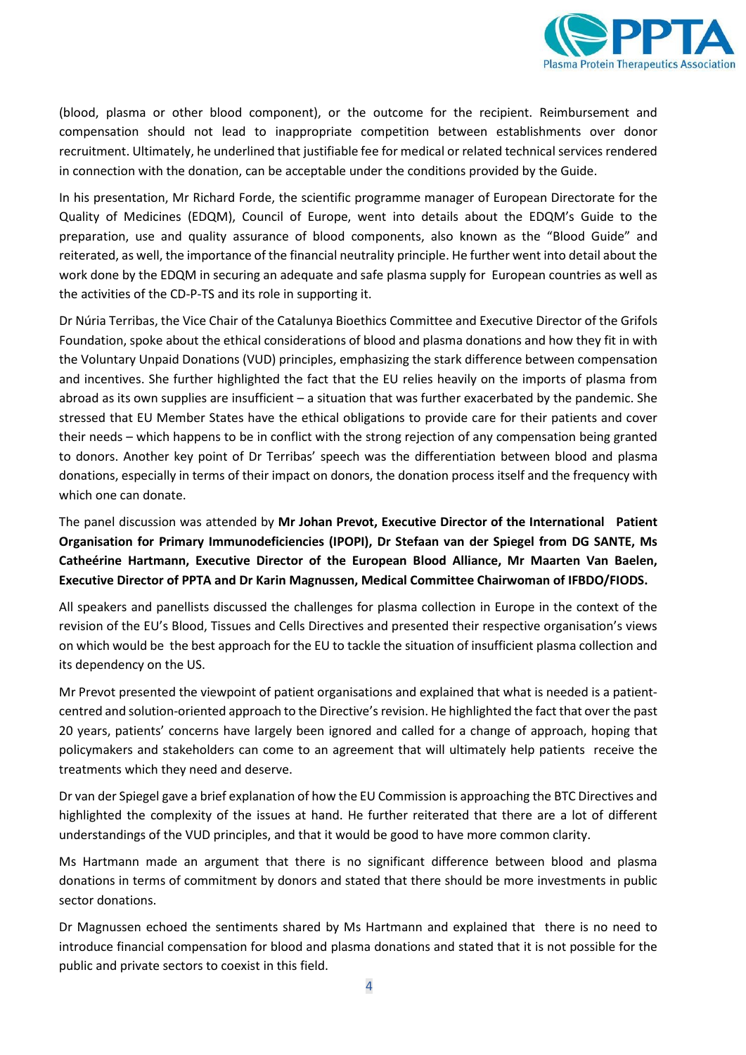(blood, plasma or other blood component), or the outcome for the recipient. Reimbursement and compensation should not lead to inappropriate competition between establishments over donor recruitment. Ultimately, he underlined that justifiable fee for medical or related technical services rendered in connection with the donation, can be acceptable under the conditions provided by the Guide.

In his presentation, Mr Richard Forde, the scientific programme manager of European Directorate for the Quality of Medicines (EDQM), Council of Europe, went into details about the EDQM's Guide to the preparation, use and quality assurance of blood components, also known as the "Blood Guide" and reiterated, as well, the importance of the financial neutrality principle. He further went into detail about the work done by the EDQM in securing an adequate and safe plasma supply for European countries as well as the activities of the CD-P-TS and its role in supporting it.

Dr Núria Terribas, the Vice Chair of the Catalunya Bioethics Committee and Executive Director of the Grifols Foundation, spoke about the ethical considerations of blood and plasma donations and how they fit in with the Voluntary Unpaid Donations (VUD) principles, emphasizing the stark difference between compensation and incentives. She further highlighted the fact that the EU relies heavily on the imports of plasma from abroad as its own supplies are insufficient – a situation that was further exacerbated by the pandemic. She stressed that EU Member States have the ethical obligations to provide care for their patients and cover their needs – which happens to be in conflict with the strong rejection of any compensation being granted to donors. Another key point of Dr Terribas' speech was the differentiation between blood and plasma donations, especially in terms of their impact on donors, the donation process itself and the frequency with which one can donate.

The panel discussion was attended by **Mr Johan Prevot, Executive Director of the International Patient Organisation for Primary Immunodeficiencies (IPOPI), Dr Stefaan van der Spiegel from DG SANTE, Ms Catheérine Hartmann, Executive Director of the European Blood Alliance, Mr Maarten Van Baelen, Executive Director of PPTA and Dr Karin Magnussen, Medical Committee Chairwoman of IFBDO/FIODS.**

All speakers and panellists discussed the challenges for plasma collection in Europe in the context of the revision of the EU's Blood, Tissues and Cells Directives and presented their respective organisation's views on which would be the best approach for the EU to tackle the situation of insufficient plasma collection and its dependency on the US.

Mr Prevot presented the viewpoint of patient organisations and explained that what is needed is a patient-centred and solution-oriented approach to the Directive's revision. He highlighted the fact that over the past 20 years, patients' concerns have largely been ignored and called for a change of approach, hoping that policymakers and stakeholders can come to an agreement that will ultimately help patients receive the treatments which they need and deserve.

Dr van der Spiegel gave a brief explanation of how the EU Commission is approaching the BTC Directives and highlighted the complexity of the issues at hand. He further reiterated that there are a lot of different understandings of the VUD principles, and that it would be good to have more common clarity.

Ms Hartmann made an argument that there is no significant difference between blood and plasma donations in terms of commitment by donors and stated that there should be more investments in public sector donations.

Dr Magnussen echoed the sentiments shared by Ms Hartmann and explained that there is no need to introduce financial compensation for blood and plasma donations and stated that it is not possible for the public and private sectors to coexist in this field.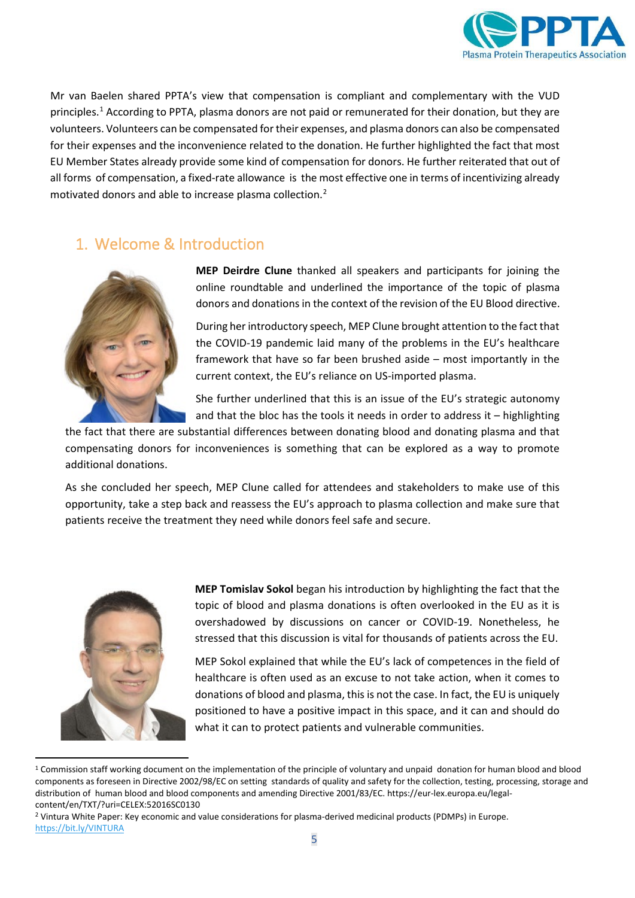Mr van Baelen shared PPTA's view that compensation is compliant and complementary with the VUD principles.[1] According to PPTA, plasma donors are not paid or remunerated for their donation, but they are volunteers. Volunteers can be compensated for their expenses, and plasma donors can also be compensated for their expenses and the inconvenience related to the donation. He further highlighted the fact that most EU Member States already provide some kind of compensation for donors. He further reiterated that out of all forms of compensation, a fixed-rate allowance is the most effective one in terms of incentivizing already motivated donors and able to increase plasma collection.[2]

## 1. Welcome & Introduction

**MEP Deirdre Clune** thanked all speakers and participants for joining the online roundtable and underlined the importance of the topic of plasma donors and donations in the context of the revision of the EU Blood directive.

During her introductory speech, MEP Clune brought attention to the fact that the COVID-19 pandemic laid many of the problems in the EU's healthcare framework that have so far been brushed aside – most importantly in the current context, the EU's reliance on US-imported plasma.

She further underlined that this is an issue of the EU's strategic autonomy and that the bloc has the tools it needs in order to address it – highlighting the fact that there are substantial differences between donating blood and donating plasma and that compensating donors for inconveniences is something that can be explored as a way to promote additional donations.

As she concluded her speech, MEP Clune called for attendees and stakeholders to make use of this opportunity, take a step back and reassess the EU's approach to plasma collection and make sure that patients receive the treatment they need while donors feel safe and secure.

**MEP Tomislav Sokol** began his introduction by highlighting the fact that the topic of blood and plasma donations is often overlooked in the EU as it is overshadowed by discussions on cancer or COVID-19. Nonetheless, he stressed that this discussion is vital for thousands of patients across the EU.

MEP Sokol explained that while the EU's lack of competences in the field of healthcare is often used as an excuse to not take action, when it comes to donations of blood and plasma, this is not the case. In fact, the EU is uniquely positioned to have a positive impact in this space, and it can and should do what it can to protect patients and vulnerable communities.

---

[1] Commission staff working document on the implementation of the principle of voluntary and unpaid donation for human blood and blood components as foreseen in Directive 2002/98/EC on setting standards of quality and safety for the collection, testing, processing, storage and distribution of human blood and blood components and amending Directive 2001/83/EC. https://eur-lex.europa.eu/legal-content/en/TXT/?uri=CELEX:52016SC0130

[2] Vintura White Paper: Key economic and value considerations for plasma-derived medicinal products (PDMPs) in Europe. https://bit.ly/VINTURA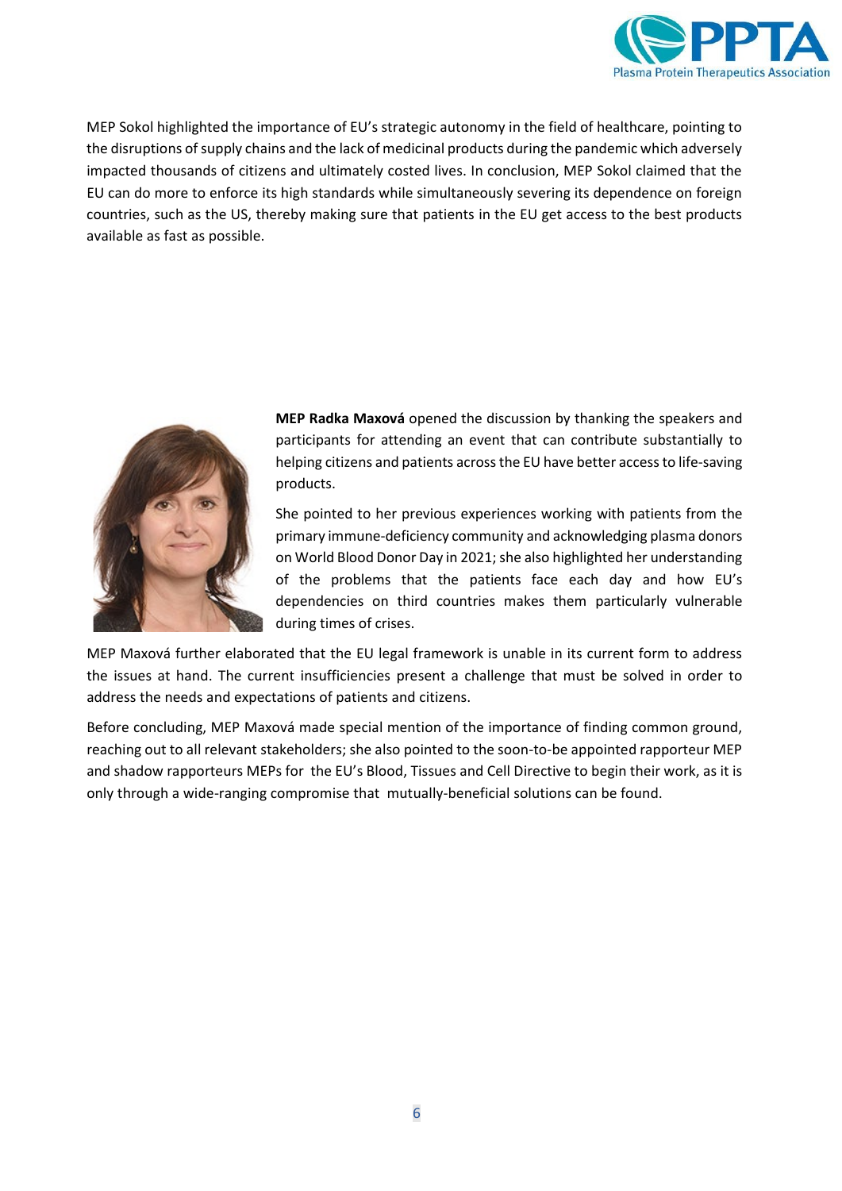MEP Sokol highlighted the importance of EU's strategic autonomy in the field of healthcare, pointing to the disruptions of supply chains and the lack of medicinal products during the pandemic which adversely impacted thousands of citizens and ultimately costed lives. In conclusion, MEP Sokol claimed that the EU can do more to enforce its high standards while simultaneously severing its dependence on foreign countries, such as the US, thereby making sure that patients in the EU get access to the best products available as fast as possible.

**MEP Radka Maxová** opened the discussion by thanking the speakers and participants for attending an event that can contribute substantially to helping citizens and patients across the EU have better access to life-saving products.

She pointed to her previous experiences working with patients from the primary immune-deficiency community and acknowledging plasma donors on World Blood Donor Day in 2021; she also highlighted her understanding of the problems that the patients face each day and how EU's dependencies on third countries makes them particularly vulnerable during times of crises.

MEP Maxová further elaborated that the EU legal framework is unable in its current form to address the issues at hand. The current insufficiencies present a challenge that must be solved in order to address the needs and expectations of patients and citizens.

Before concluding, MEP Maxová made special mention of the importance of finding common ground, reaching out to all relevant stakeholders; she also pointed to the soon-to-be appointed rapporteur MEP and shadow rapporteurs MEPs for the EU's Blood, Tissues and Cell Directive to begin their work, as it is only through a wide-ranging compromise that mutually-beneficial solutions can be found.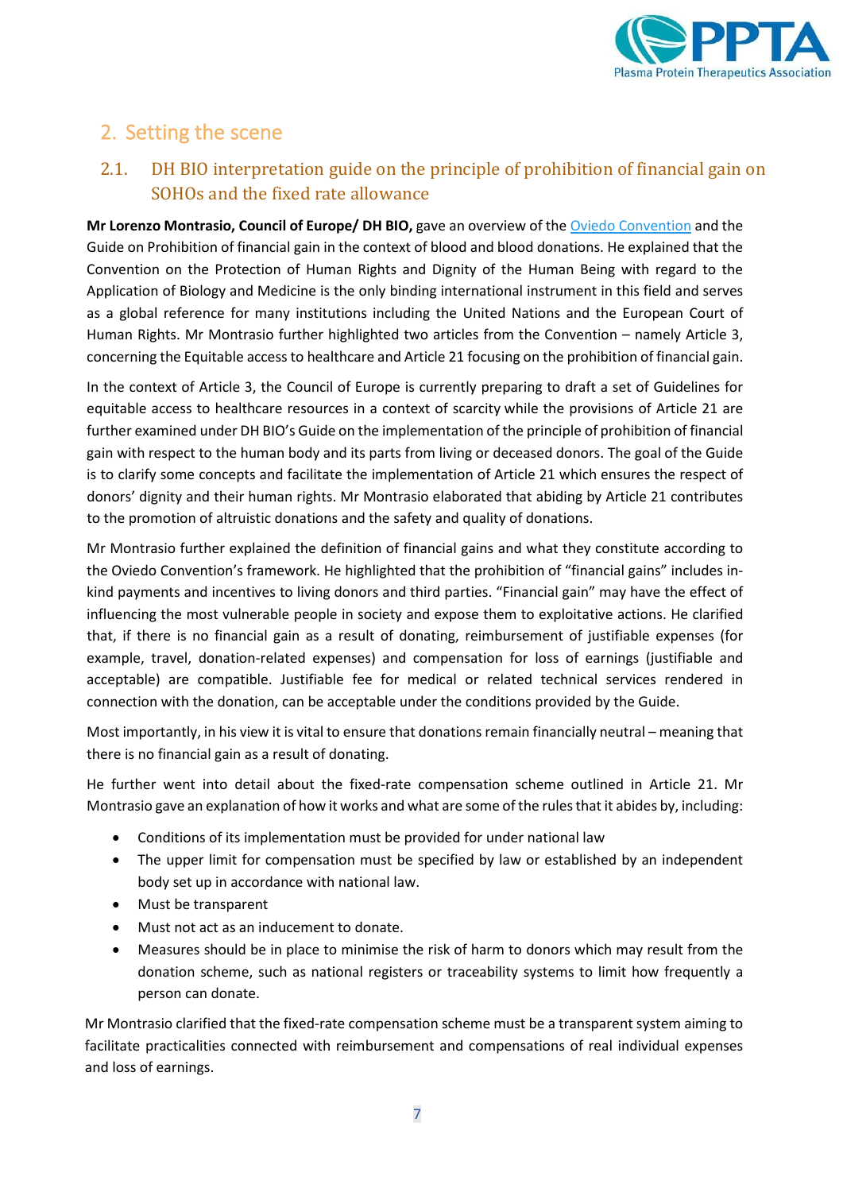## 2. Setting the scene

### 2.1. DH BIO interpretation guide on the principle of prohibition of financial gain on SOHOs and the fixed rate allowance

**Mr Lorenzo Montrasio, Council of Europe/ DH BIO,** gave an overview of the Oviedo Convention and the Guide on Prohibition of financial gain in the context of blood and blood donations. He explained that the Convention on the Protection of Human Rights and Dignity of the Human Being with regard to the Application of Biology and Medicine is the only binding international instrument in this field and serves as a global reference for many institutions including the United Nations and the European Court of Human Rights. Mr Montrasio further highlighted two articles from the Convention – namely Article 3, concerning the Equitable access to healthcare and Article 21 focusing on the prohibition of financial gain.

In the context of Article 3, the Council of Europe is currently preparing to draft a set of Guidelines for equitable access to healthcare resources in a context of scarcity while the provisions of Article 21 are further examined under DH BIO's Guide on the implementation of the principle of prohibition of financial gain with respect to the human body and its parts from living or deceased donors. The goal of the Guide is to clarify some concepts and facilitate the implementation of Article 21 which ensures the respect of donors' dignity and their human rights. Mr Montrasio elaborated that abiding by Article 21 contributes to the promotion of altruistic donations and the safety and quality of donations.

Mr Montrasio further explained the definition of financial gains and what they constitute according to the Oviedo Convention's framework. He highlighted that the prohibition of "financial gains" includes in-kind payments and incentives to living donors and third parties. "Financial gain" may have the effect of influencing the most vulnerable people in society and expose them to exploitative actions. He clarified that, if there is no financial gain as a result of donating, reimbursement of justifiable expenses (for example, travel, donation-related expenses) and compensation for loss of earnings (justifiable and acceptable) are compatible. Justifiable fee for medical or related technical services rendered in connection with the donation, can be acceptable under the conditions provided by the Guide.

Most importantly, in his view it is vital to ensure that donations remain financially neutral – meaning that there is no financial gain as a result of donating.

He further went into detail about the fixed-rate compensation scheme outlined in Article 21. Mr Montrasio gave an explanation of how it works and what are some of the rules that it abides by, including:

- Conditions of its implementation must be provided for under national law
- The upper limit for compensation must be specified by law or established by an independent body set up in accordance with national law.
- Must be transparent
- Must not act as an inducement to donate.
- Measures should be in place to minimise the risk of harm to donors which may result from the donation scheme, such as national registers or traceability systems to limit how frequently a person can donate.

Mr Montrasio clarified that the fixed-rate compensation scheme must be a transparent system aiming to facilitate practicalities connected with reimbursement and compensations of real individual expenses and loss of earnings.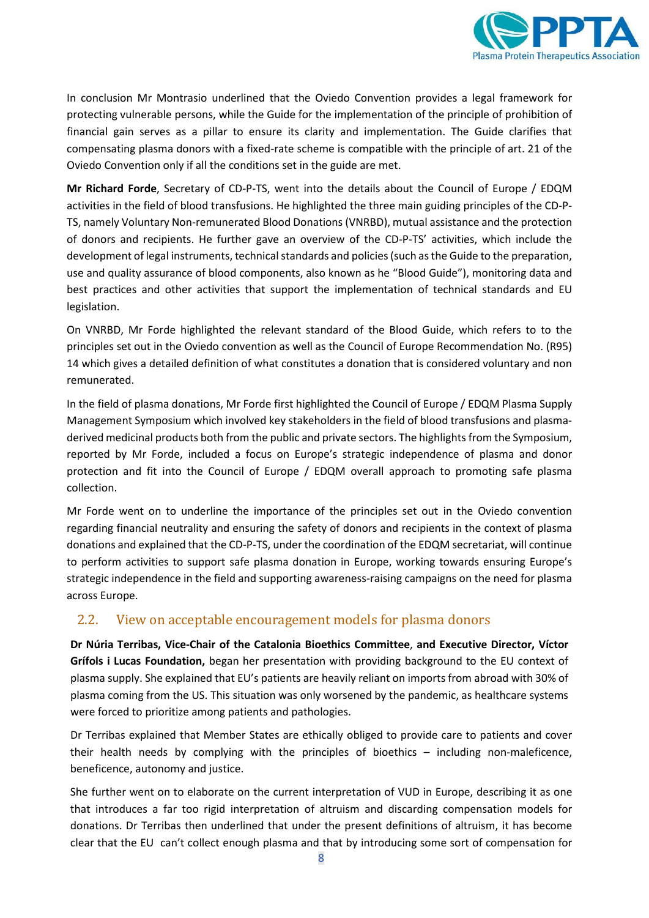In conclusion Mr Montrasio underlined that the Oviedo Convention provides a legal framework for protecting vulnerable persons, while the Guide for the implementation of the principle of prohibition of financial gain serves as a pillar to ensure its clarity and implementation. The Guide clarifies that compensating plasma donors with a fixed-rate scheme is compatible with the principle of art. 21 of the Oviedo Convention only if all the conditions set in the guide are met.

**Mr Richard Forde**, Secretary of CD-P-TS, went into the details about the Council of Europe / EDQM activities in the field of blood transfusions. He highlighted the three main guiding principles of the CD-P-TS, namely Voluntary Non-remunerated Blood Donations (VNRBD), mutual assistance and the protection of donors and recipients. He further gave an overview of the CD-P-TS' activities, which include the development of legal instruments, technical standards and policies (such as the Guide to the preparation, use and quality assurance of blood components, also known as he "Blood Guide"), monitoring data and best practices and other activities that support the implementation of technical standards and EU legislation.

On VNRBD, Mr Forde highlighted the relevant standard of the Blood Guide, which refers to to the principles set out in the Oviedo convention as well as the Council of Europe Recommendation No. (R95) 14 which gives a detailed definition of what constitutes a donation that is considered voluntary and non remunerated.

In the field of plasma donations, Mr Forde first highlighted the Council of Europe / EDQM Plasma Supply Management Symposium which involved key stakeholders in the field of blood transfusions and plasma-derived medicinal products both from the public and private sectors. The highlights from the Symposium, reported by Mr Forde, included a focus on Europe's strategic independence of plasma and donor protection and fit into the Council of Europe / EDQM overall approach to promoting safe plasma collection.

Mr Forde went on to underline the importance of the principles set out in the Oviedo convention regarding financial neutrality and ensuring the safety of donors and recipients in the context of plasma donations and explained that the CD-P-TS, under the coordination of the EDQM secretariat, will continue to perform activities to support safe plasma donation in Europe, working towards ensuring Europe's strategic independence in the field and supporting awareness-raising campaigns on the need for plasma across Europe.

## 2.2. View on acceptable encouragement models for plasma donors

**Dr Núria Terribas, Vice-Chair of the Catalonia Bioethics Committee**, **and Executive Director, Víctor Grífols i Lucas Foundation,** began her presentation with providing background to the EU context of plasma supply. She explained that EU's patients are heavily reliant on imports from abroad with 30% of plasma coming from the US. This situation was only worsened by the pandemic, as healthcare systems were forced to prioritize among patients and pathologies.

Dr Terribas explained that Member States are ethically obliged to provide care to patients and cover their health needs by complying with the principles of bioethics – including non-maleficence, beneficence, autonomy and justice.

She further went on to elaborate on the current interpretation of VUD in Europe, describing it as one that introduces a far too rigid interpretation of altruism and discarding compensation models for donations. Dr Terribas then underlined that under the present definitions of altruism, it has become clear that the EU can't collect enough plasma and that by introducing some sort of compensation for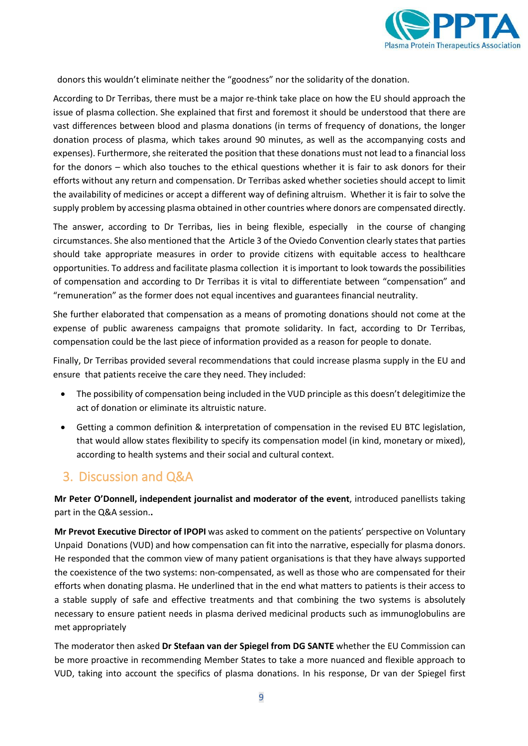donors this wouldn't eliminate neither the "goodness" nor the solidarity of the donation.

According to Dr Terribas, there must be a major re-think take place on how the EU should approach the issue of plasma collection. She explained that first and foremost it should be understood that there are vast differences between blood and plasma donations (in terms of frequency of donations, the longer donation process of plasma, which takes around 90 minutes, as well as the accompanying costs and expenses). Furthermore, she reiterated the position that these donations must not lead to a financial loss for the donors – which also touches to the ethical questions whether it is fair to ask donors for their efforts without any return and compensation. Dr Terribas asked whether societies should accept to limit the availability of medicines or accept a different way of defining altruism. Whether it is fair to solve the supply problem by accessing plasma obtained in other countries where donors are compensated directly.

The answer, according to Dr Terribas, lies in being flexible, especially in the course of changing circumstances. She also mentioned that the Article 3 of the Oviedo Convention clearly states that parties should take appropriate measures in order to provide citizens with equitable access to healthcare opportunities. To address and facilitate plasma collection it is important to look towards the possibilities of compensation and according to Dr Terribas it is vital to differentiate between "compensation" and "remuneration" as the former does not equal incentives and guarantees financial neutrality.

She further elaborated that compensation as a means of promoting donations should not come at the expense of public awareness campaigns that promote solidarity. In fact, according to Dr Terribas, compensation could be the last piece of information provided as a reason for people to donate.

Finally, Dr Terribas provided several recommendations that could increase plasma supply in the EU and ensure that patients receive the care they need. They included:

- The possibility of compensation being included in the VUD principle as this doesn't delegitimize the act of donation or eliminate its altruistic nature.
- Getting a common definition & interpretation of compensation in the revised EU BTC legislation, that would allow states flexibility to specify its compensation model (in kind, monetary or mixed), according to health systems and their social and cultural context.

## 3. Discussion and Q&A

**Mr Peter O'Donnell, independent journalist and moderator of the event**, introduced panellists taking part in the Q&A session..

**Mr Prevot Executive Director of IPOPI** was asked to comment on the patients' perspective on Voluntary Unpaid Donations (VUD) and how compensation can fit into the narrative, especially for plasma donors. He responded that the common view of many patient organisations is that they have always supported the coexistence of the two systems: non-compensated, as well as those who are compensated for their efforts when donating plasma. He underlined that in the end what matters to patients is their access to a stable supply of safe and effective treatments and that combining the two systems is absolutely necessary to ensure patient needs in plasma derived medicinal products such as immunoglobulins are met appropriately

The moderator then asked **Dr Stefaan van der Spiegel from DG SANTE** whether the EU Commission can be more proactive in recommending Member States to take a more nuanced and flexible approach to VUD, taking into account the specifics of plasma donations. In his response, Dr van der Spiegel first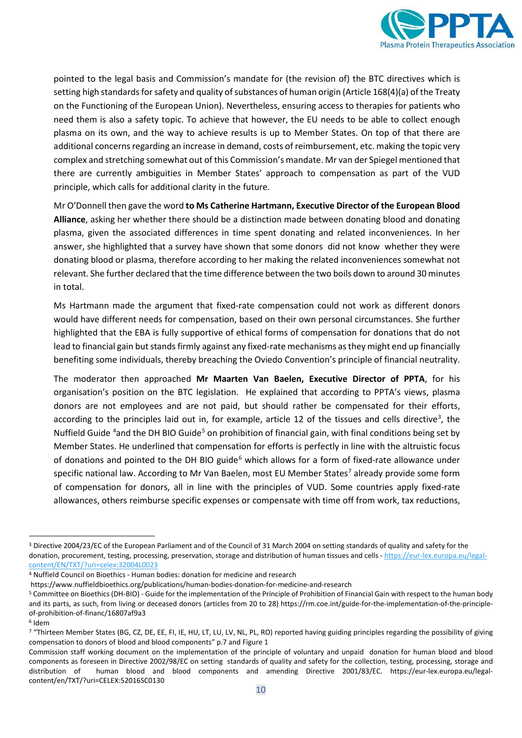pointed to the legal basis and Commission's mandate for (the revision of) the BTC directives which is setting high standards for safety and quality of substances of human origin (Article 168(4)(a) of the Treaty on the Functioning of the European Union). Nevertheless, ensuring access to therapies for patients who need them is also a safety topic. To achieve that however, the EU needs to be able to collect enough plasma on its own, and the way to achieve results is up to Member States. On top of that there are additional concerns regarding an increase in demand, costs of reimbursement, etc. making the topic very complex and stretching somewhat out of this Commission's mandate. Mr van der Spiegel mentioned that there are currently ambiguities in Member States' approach to compensation as part of the VUD principle, which calls for additional clarity in the future.

Mr O'Donnell then gave the word **to Ms Catherine Hartmann, Executive Director of the European Blood Alliance**, asking her whether there should be a distinction made between donating blood and donating plasma, given the associated differences in time spent donating and related inconveniences. In her answer, she highlighted that a survey have shown that some donors did not know whether they were donating blood or plasma, therefore according to her making the related inconveniences somewhat not relevant. She further declared that the time difference between the two boils down to around 30 minutes in total.

Ms Hartmann made the argument that fixed-rate compensation could not work as different donors would have different needs for compensation, based on their own personal circumstances. She further highlighted that the EBA is fully supportive of ethical forms of compensation for donations that do not lead to financial gain but stands firmly against any fixed-rate mechanisms as they might end up financially benefiting some individuals, thereby breaching the Oviedo Convention's principle of financial neutrality.

The moderator then approached **Mr Maarten Van Baelen, Executive Director of PPTA**, for his organisation's position on the BTC legislation. He explained that according to PPTA's views, plasma donors are not employees and are not paid, but should rather be compensated for their efforts, according to the principles laid out in, for example, article 12 of the tissues and cells directive[3], the Nuffield Guide [4]and the DH BIO Guide[5] on prohibition of financial gain, with final conditions being set by Member States. He underlined that compensation for efforts is perfectly in line with the altruistic focus of donations and pointed to the DH BIO guide[6] which allows for a form of fixed-rate allowance under specific national law. According to Mr Van Baelen, most EU Member States[7] already provide some form of compensation for donors, all in line with the principles of VUD. Some countries apply fixed-rate allowances, others reimburse specific expenses or compensate with time off from work, tax reductions,

---

[3] Directive 2004/23/EC of the European Parliament and of the Council of 31 March 2004 on setting standards of quality and safety for the donation, procurement, testing, processing, preservation, storage and distribution of human tissues and cells - https://eur-lex.europa.eu/legal-content/EN/TXT/?uri=celex:32004L0023

[4] Nuffield Council on Bioethics - Human bodies: donation for medicine and research https://www.nuffieldbioethics.org/publications/human-bodies-donation-for-medicine-and-research

[5] Committee on Bioethics (DH-BIO) - Guide for the implementation of the Principle of Prohibition of Financial Gain with respect to the human body and its parts, as such, from living or deceased donors (articles from 20 to 28) https://rm.coe.int/guide-for-the-implementation-of-the-principle-of-prohibition-of-financ/16807af9a3

[6] Idem

[7] "Thirteen Member States (BG, CZ, DE, EE, FI, IE, HU, LT, LU, LV, NL, PL, RO) reported having guiding principles regarding the possibility of giving compensation to donors of blood and blood components" p.7 and Figure 1
Commission staff working document on the implementation of the principle of voluntary and unpaid donation for human blood and blood components as foreseen in Directive 2002/98/EC on setting standards of quality and safety for the collection, testing, processing, storage and distribution of human blood and blood components and amending Directive 2001/83/EC. https://eur-lex.europa.eu/legal-content/en/TXT/?uri=CELEX:52016SC0130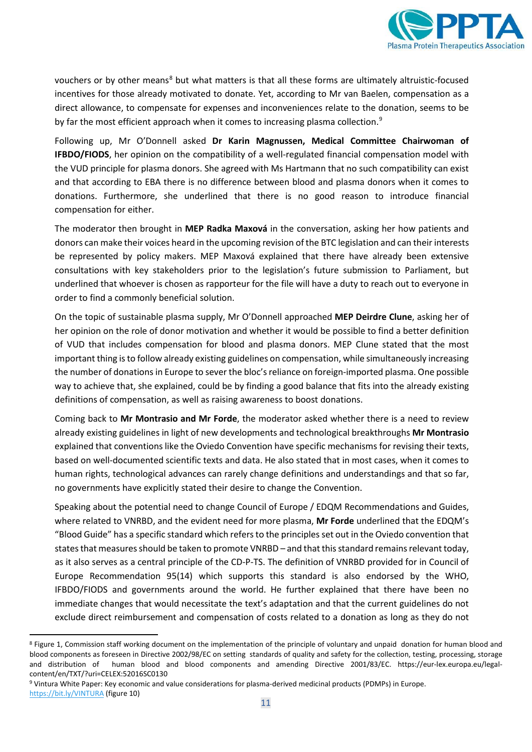vouchers or by other means[8] but what matters is that all these forms are ultimately altruistic-focused incentives for those already motivated to donate. Yet, according to Mr van Baelen, compensation as a direct allowance, to compensate for expenses and inconveniences relate to the donation, seems to be by far the most efficient approach when it comes to increasing plasma collection.[9]

Following up, Mr O'Donnell asked **Dr Karin Magnussen, Medical Committee Chairwoman of IFBDO/FIODS**, her opinion on the compatibility of a well-regulated financial compensation model with the VUD principle for plasma donors. She agreed with Ms Hartmann that no such compatibility can exist and that according to EBA there is no difference between blood and plasma donors when it comes to donations. Furthermore, she underlined that there is no good reason to introduce financial compensation for either.

The moderator then brought in **MEP Radka Maxová** in the conversation, asking her how patients and donors can make their voices heard in the upcoming revision of the BTC legislation and can their interests be represented by policy makers. MEP Maxová explained that there have already been extensive consultations with key stakeholders prior to the legislation's future submission to Parliament, but underlined that whoever is chosen as rapporteur for the file will have a duty to reach out to everyone in order to find a commonly beneficial solution.

On the topic of sustainable plasma supply, Mr O'Donnell approached **MEP Deirdre Clune**, asking her of her opinion on the role of donor motivation and whether it would be possible to find a better definition of VUD that includes compensation for blood and plasma donors. MEP Clune stated that the most important thing is to follow already existing guidelines on compensation, while simultaneously increasing the number of donations in Europe to sever the bloc's reliance on foreign-imported plasma. One possible way to achieve that, she explained, could be by finding a good balance that fits into the already existing definitions of compensation, as well as raising awareness to boost donations.

Coming back to **Mr Montrasio and Mr Forde**, the moderator asked whether there is a need to review already existing guidelines in light of new developments and technological breakthroughs **Mr Montrasio** explained that conventions like the Oviedo Convention have specific mechanisms for revising their texts, based on well-documented scientific texts and data. He also stated that in most cases, when it comes to human rights, technological advances can rarely change definitions and understandings and that so far, no governments have explicitly stated their desire to change the Convention.

Speaking about the potential need to change Council of Europe / EDQM Recommendations and Guides, where related to VNRBD, and the evident need for more plasma, **Mr Forde** underlined that the EDQM's "Blood Guide" has a specific standard which refers to the principles set out in the Oviedo convention that states that measures should be taken to promote VNRBD – and that this standard remains relevant today, as it also serves as a central principle of the CD-P-TS. The definition of VNRBD provided for in Council of Europe Recommendation 95(14) which supports this standard is also endorsed by the WHO, IFBDO/FIODS and governments around the world. He further explained that there have been no immediate changes that would necessitate the text's adaptation and that the current guidelines do not exclude direct reimbursement and compensation of costs related to a donation as long as they do not

---

[8] Figure 1, Commission staff working document on the implementation of the principle of voluntary and unpaid donation for human blood and blood components as foreseen in Directive 2002/98/EC on setting standards of quality and safety for the collection, testing, processing, storage and distribution of human blood and blood components and amending Directive 2001/83/EC. https://eur-lex.europa.eu/legal-content/en/TXT/?uri=CELEX:52016SC0130

[9] Vintura White Paper: Key economic and value considerations for plasma-derived medicinal products (PDMPs) in Europe. https://bit.ly/VINTURA (figure 10)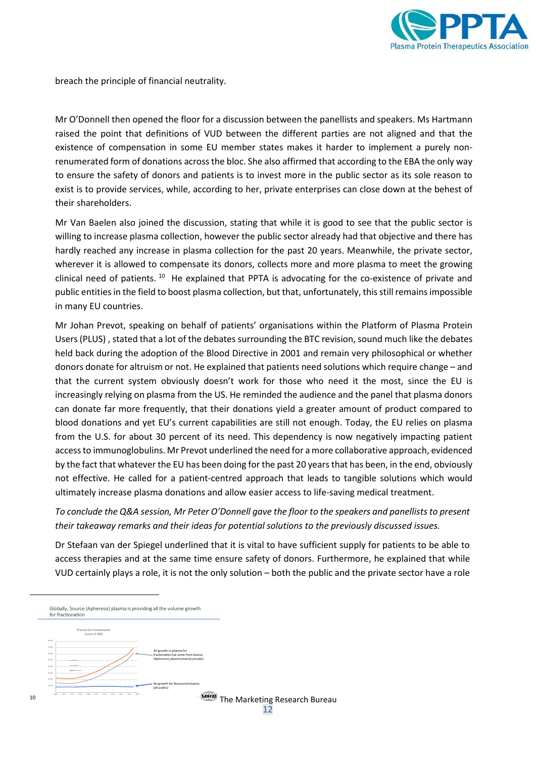breach the principle of financial neutrality.

Mr O'Donnell then opened the floor for a discussion between the panellists and speakers. Ms Hartmann raised the point that definitions of VUD between the different parties are not aligned and that the existence of compensation in some EU member states makes it harder to implement a purely non-renumerated form of donations across the bloc. She also affirmed that according to the EBA the only way to ensure the safety of donors and patients is to invest more in the public sector as its sole reason to exist is to provide services, while, according to her, private enterprises can close down at the behest of their shareholders.

Mr Van Baelen also joined the discussion, stating that while it is good to see that the public sector is willing to increase plasma collection, however the public sector already had that objective and there has hardly reached any increase in plasma collection for the past 20 years. Meanwhile, the private sector, wherever it is allowed to compensate its donors, collects more and more plasma to meet the growing clinical need of patients. [10] He explained that PPTA is advocating for the co-existence of private and public entities in the field to boost plasma collection, but that, unfortunately, this still remains impossible in many EU countries.

Mr Johan Prevot, speaking on behalf of patients' organisations within the Platform of Plasma Protein Users (PLUS) , stated that a lot of the debates surrounding the BTC revision, sound much like the debates held back during the adoption of the Blood Directive in 2001 and remain very philosophical or whether donors donate for altruism or not. He explained that patients need solutions which require change – and that the current system obviously doesn't work for those who need it the most, since the EU is increasingly relying on plasma from the US. He reminded the audience and the panel that plasma donors can donate far more frequently, that their donations yield a greater amount of product compared to blood donations and yet EU's current capabilities are still not enough. Today, the EU relies on plasma from the U.S. for about 30 percent of its need. This dependency is now negatively impacting patient access to immunoglobulins. Mr Prevot underlined the need for a more collaborative approach, evidenced by the fact that whatever the EU has been doing for the past 20 years that has been, in the end, obviously not effective. He called for a patient-centred approach that leads to tangible solutions which would ultimately increase plasma donations and allow easier access to life-saving medical treatment.

*To conclude the Q&A session, Mr Peter O'Donnell gave the floor to the speakers and panellists to present their takeaway remarks and their ideas for potential solutions to the previously discussed issues.*

Dr Stefaan van der Spiegel underlined that it is vital to have sufficient supply for patients to be able to access therapies and at the same time ensure safety of donors. Furthermore, he explained that while VUD certainly plays a role, it is not the only solution – both the public and the private sector have a role

---

[10] Globally, Source (Apheresis) plasma is providing all the volume growth for fractionation

Plasma for Fractionation (Liters X 000)

All growth in plasma for fractionation has come from Source (Apheresis) plasma (mainly private)

No growth for Recovered plasma (all public)

The Marketing Research Bureau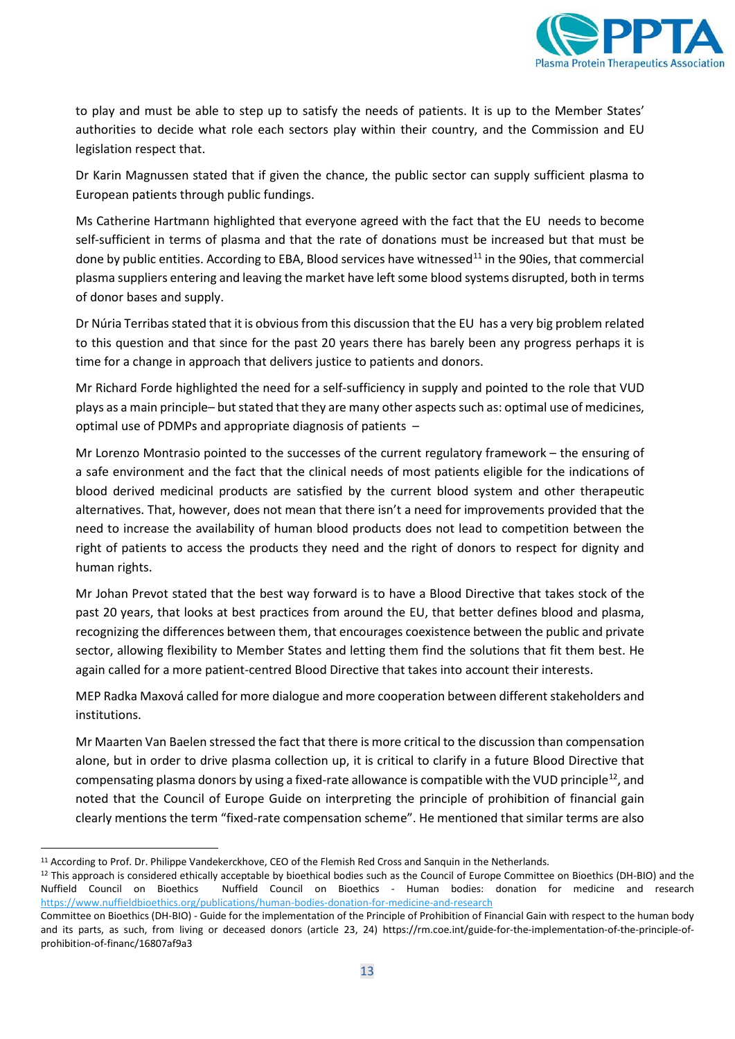to play and must be able to step up to satisfy the needs of patients. It is up to the Member States' authorities to decide what role each sectors play within their country, and the Commission and EU legislation respect that.

Dr Karin Magnussen stated that if given the chance, the public sector can supply sufficient plasma to European patients through public fundings.

Ms Catherine Hartmann highlighted that everyone agreed with the fact that the EU needs to become self-sufficient in terms of plasma and that the rate of donations must be increased but that must be done by public entities. According to EBA, Blood services have witnessed[11] in the 90ies, that commercial plasma suppliers entering and leaving the market have left some blood systems disrupted, both in terms of donor bases and supply.

Dr Núria Terribas stated that it is obvious from this discussion that the EU has a very big problem related to this question and that since for the past 20 years there has barely been any progress perhaps it is time for a change in approach that delivers justice to patients and donors.

Mr Richard Forde highlighted the need for a self-sufficiency in supply and pointed to the role that VUD plays as a main principle– but stated that they are many other aspects such as: optimal use of medicines, optimal use of PDMPs and appropriate diagnosis of patients –

Mr Lorenzo Montrasio pointed to the successes of the current regulatory framework – the ensuring of a safe environment and the fact that the clinical needs of most patients eligible for the indications of blood derived medicinal products are satisfied by the current blood system and other therapeutic alternatives. That, however, does not mean that there isn't a need for improvements provided that the need to increase the availability of human blood products does not lead to competition between the right of patients to access the products they need and the right of donors to respect for dignity and human rights.

Mr Johan Prevot stated that the best way forward is to have a Blood Directive that takes stock of the past 20 years, that looks at best practices from around the EU, that better defines blood and plasma, recognizing the differences between them, that encourages coexistence between the public and private sector, allowing flexibility to Member States and letting them find the solutions that fit them best. He again called for a more patient-centred Blood Directive that takes into account their interests.

MEP Radka Maxová called for more dialogue and more cooperation between different stakeholders and institutions.

Mr Maarten Van Baelen stressed the fact that there is more critical to the discussion than compensation alone, but in order to drive plasma collection up, it is critical to clarify in a future Blood Directive that compensating plasma donors by using a fixed-rate allowance is compatible with the VUD principle[12], and noted that the Council of Europe Guide on interpreting the principle of prohibition of financial gain clearly mentions the term "fixed-rate compensation scheme". He mentioned that similar terms are also

---

[11] According to Prof. Dr. Philippe Vandekerckhove, CEO of the Flemish Red Cross and Sanquin in the Netherlands.

[12] This approach is considered ethically acceptable by bioethical bodies such as the Council of Europe Committee on Bioethics (DH-BIO) and the Nuffield Council on Bioethics Nuffield Council on Bioethics - Human bodies: donation for medicine and research https://www.nuffieldbioethics.org/publications/human-bodies-donation-for-medicine-and-research

Committee on Bioethics (DH-BIO) - Guide for the implementation of the Principle of Prohibition of Financial Gain with respect to the human body and its parts, as such, from living or deceased donors (article 23, 24) https://rm.coe.int/guide-for-the-implementation-of-the-principle-of-prohibition-of-financ/16807af9a3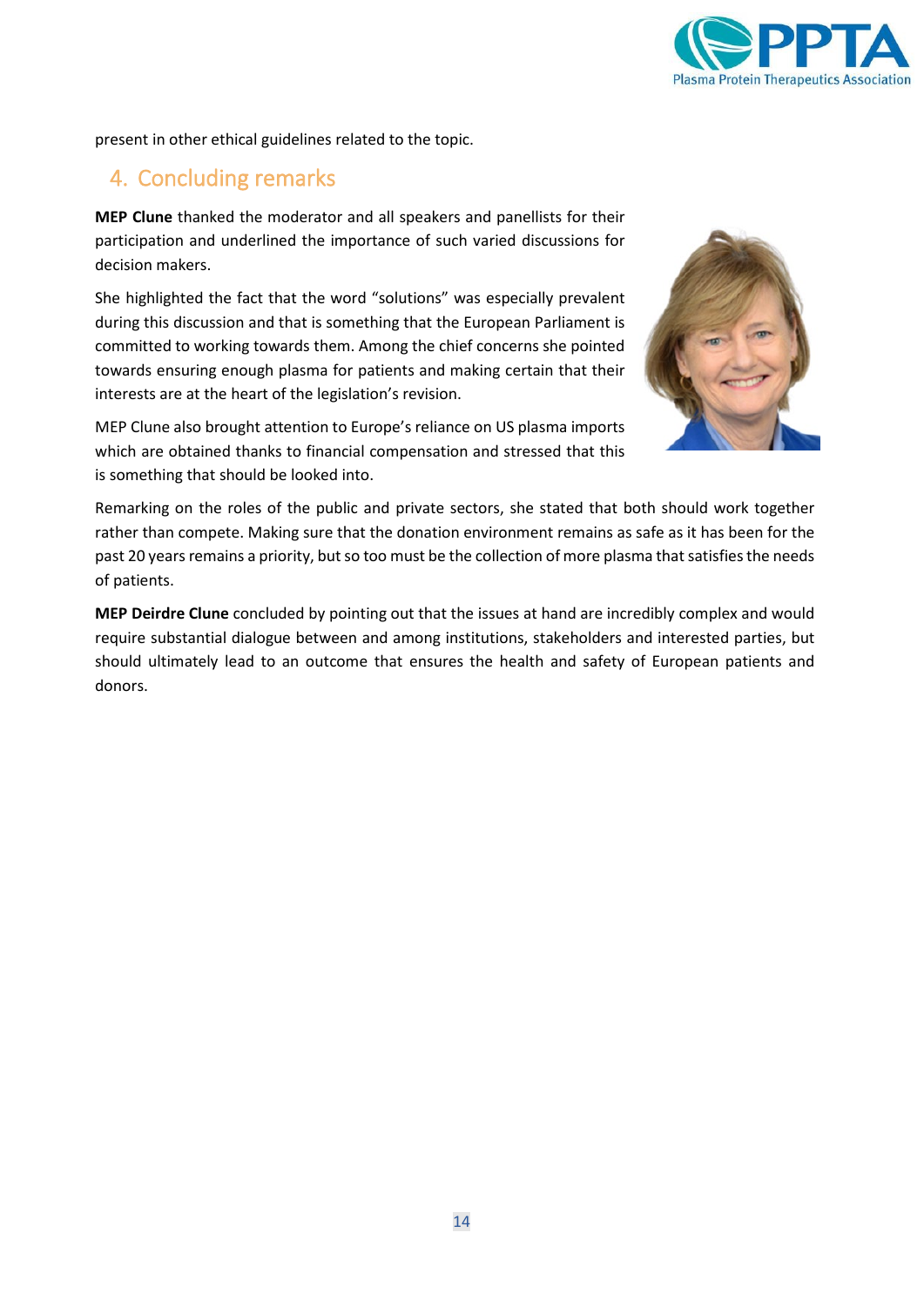present in other ethical guidelines related to the topic.

## 4. Concluding remarks

**MEP Clune** thanked the moderator and all speakers and panellists for their participation and underlined the importance of such varied discussions for decision makers.

She highlighted the fact that the word "solutions" was especially prevalent during this discussion and that is something that the European Parliament is committed to working towards them. Among the chief concerns she pointed towards ensuring enough plasma for patients and making certain that their interests are at the heart of the legislation's revision.

MEP Clune also brought attention to Europe's reliance on US plasma imports which are obtained thanks to financial compensation and stressed that this is something that should be looked into.

Remarking on the roles of the public and private sectors, she stated that both should work together rather than compete. Making sure that the donation environment remains as safe as it has been for the past 20 years remains a priority, but so too must be the collection of more plasma that satisfies the needs of patients.

**MEP Deirdre Clune** concluded by pointing out that the issues at hand are incredibly complex and would require substantial dialogue between and among institutions, stakeholders and interested parties, but should ultimately lead to an outcome that ensures the health and safety of European patients and donors.